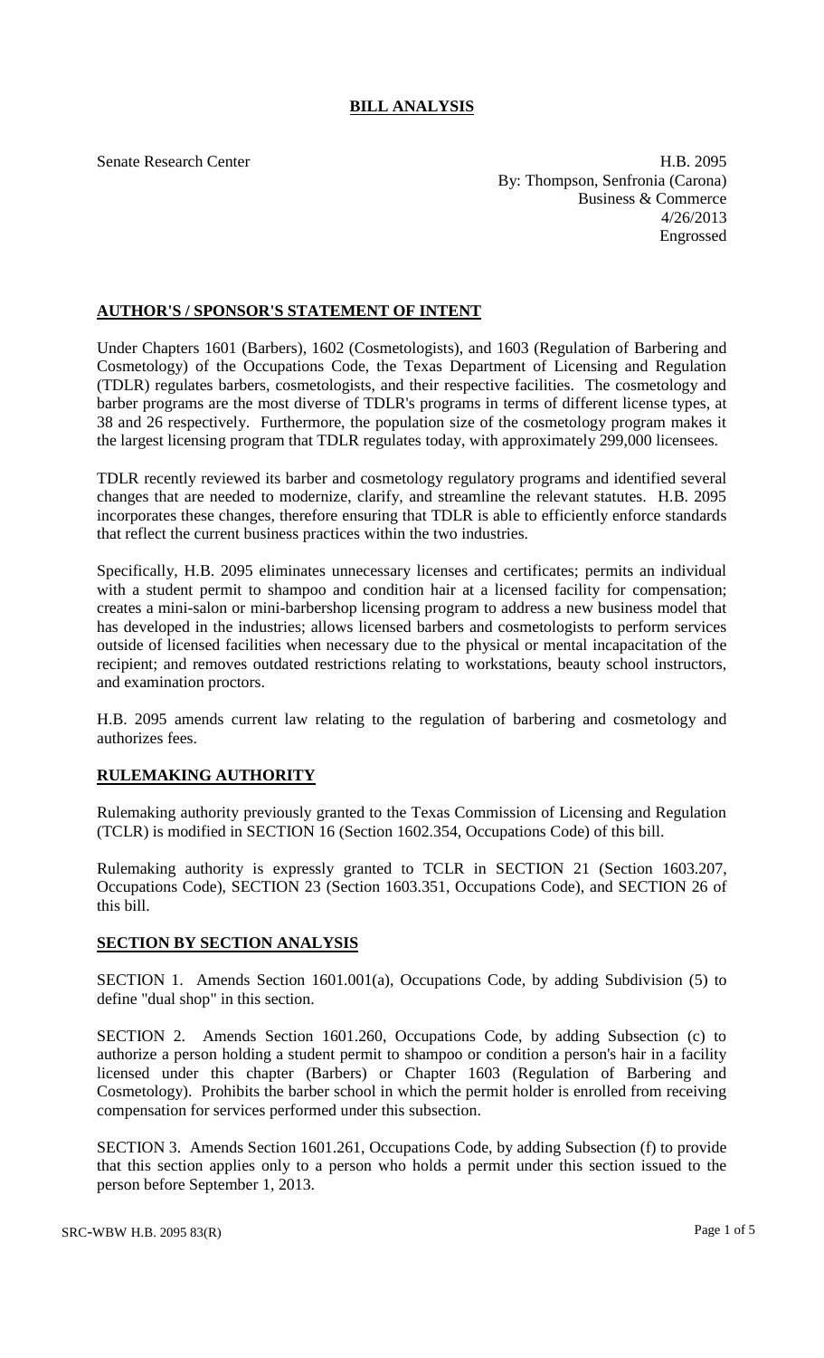# BILL ANALYSIS

Senate Research Center

H.B. 2095
By: Thompson, Senfronia (Carona)
Business & Commerce
4/26/2013
Engrossed

## AUTHOR'S / SPONSOR'S STATEMENT OF INTENT

Under Chapters 1601 (Barbers), 1602 (Cosmetologists), and 1603 (Regulation of Barbering and Cosmetology) of the Occupations Code, the Texas Department of Licensing and Regulation (TDLR) regulates barbers, cosmetologists, and their respective facilities. The cosmetology and barber programs are the most diverse of TDLR's programs in terms of different license types, at 38 and 26 respectively. Furthermore, the population size of the cosmetology program makes it the largest licensing program that TDLR regulates today, with approximately 299,000 licensees.

TDLR recently reviewed its barber and cosmetology regulatory programs and identified several changes that are needed to modernize, clarify, and streamline the relevant statutes. H.B. 2095 incorporates these changes, therefore ensuring that TDLR is able to efficiently enforce standards that reflect the current business practices within the two industries.

Specifically, H.B. 2095 eliminates unnecessary licenses and certificates; permits an individual with a student permit to shampoo and condition hair at a licensed facility for compensation; creates a mini-salon or mini-barbershop licensing program to address a new business model that has developed in the industries; allows licensed barbers and cosmetologists to perform services outside of licensed facilities when necessary due to the physical or mental incapacitation of the recipient; and removes outdated restrictions relating to workstations, beauty school instructors, and examination proctors.

H.B. 2095 amends current law relating to the regulation of barbering and cosmetology and authorizes fees.

## RULEMAKING AUTHORITY

Rulemaking authority previously granted to the Texas Commission of Licensing and Regulation (TCLR) is modified in SECTION 16 (Section 1602.354, Occupations Code) of this bill.

Rulemaking authority is expressly granted to TCLR in SECTION 21 (Section 1603.207, Occupations Code), SECTION 23 (Section 1603.351, Occupations Code), and SECTION 26 of this bill.

## SECTION BY SECTION ANALYSIS

SECTION 1. Amends Section 1601.001(a), Occupations Code, by adding Subdivision (5) to define "dual shop" in this section.

SECTION 2. Amends Section 1601.260, Occupations Code, by adding Subsection (c) to authorize a person holding a student permit to shampoo or condition a person's hair in a facility licensed under this chapter (Barbers) or Chapter 1603 (Regulation of Barbering and Cosmetology). Prohibits the barber school in which the permit holder is enrolled from receiving compensation for services performed under this subsection.

SECTION 3. Amends Section 1601.261, Occupations Code, by adding Subsection (f) to provide that this section applies only to a person who holds a permit under this section issued to the person before September 1, 2013.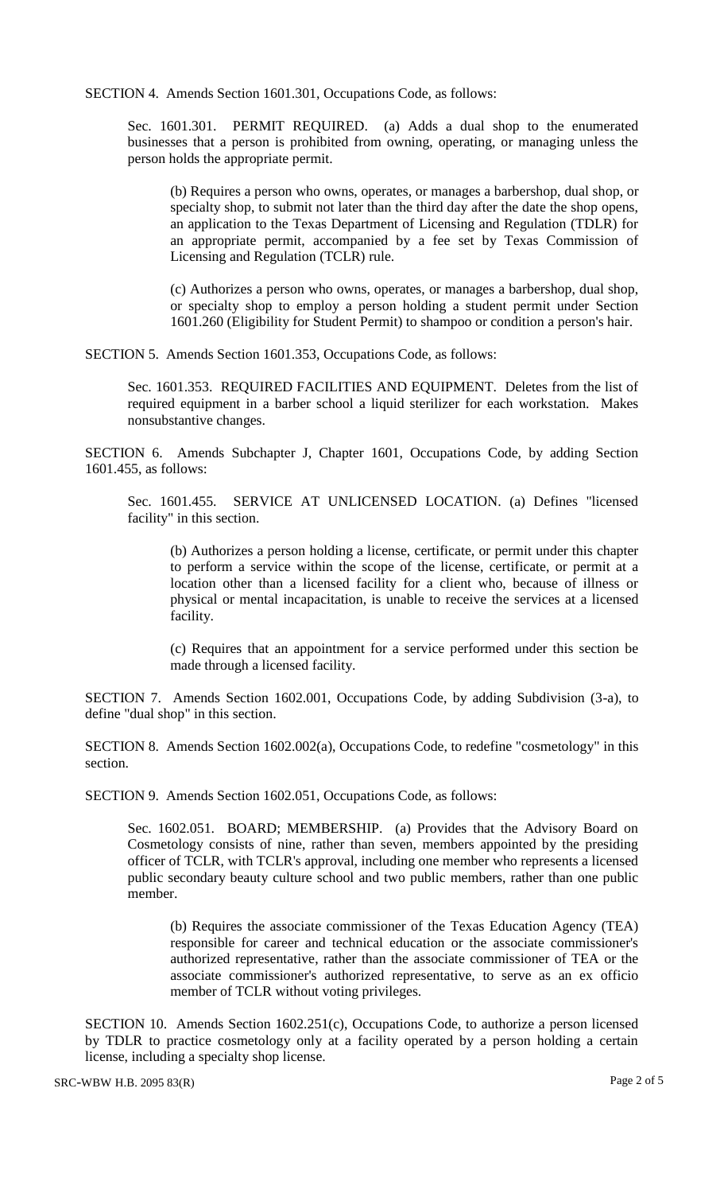SECTION 4. Amends Section 1601.301, Occupations Code, as follows:

> Sec. 1601.301. PERMIT REQUIRED. (a) Adds a dual shop to the enumerated businesses that a person is prohibited from owning, operating, or managing unless the person holds the appropriate permit.
>
> > (b) Requires a person who owns, operates, or manages a barbershop, dual shop, or specialty shop, to submit not later than the third day after the date the shop opens, an application to the Texas Department of Licensing and Regulation (TDLR) for an appropriate permit, accompanied by a fee set by Texas Commission of Licensing and Regulation (TCLR) rule.
> >
> > (c) Authorizes a person who owns, operates, or manages a barbershop, dual shop, or specialty shop to employ a person holding a student permit under Section 1601.260 (Eligibility for Student Permit) to shampoo or condition a person's hair.

SECTION 5. Amends Section 1601.353, Occupations Code, as follows:

> Sec. 1601.353. REQUIRED FACILITIES AND EQUIPMENT. Deletes from the list of required equipment in a barber school a liquid sterilizer for each workstation. Makes nonsubstantive changes.

SECTION 6. Amends Subchapter J, Chapter 1601, Occupations Code, by adding Section 1601.455, as follows:

> Sec. 1601.455. SERVICE AT UNLICENSED LOCATION. (a) Defines "licensed facility" in this section.
>
> > (b) Authorizes a person holding a license, certificate, or permit under this chapter to perform a service within the scope of the license, certificate, or permit at a location other than a licensed facility for a client who, because of illness or physical or mental incapacitation, is unable to receive the services at a licensed facility.
> >
> > (c) Requires that an appointment for a service performed under this section be made through a licensed facility.

SECTION 7. Amends Section 1602.001, Occupations Code, by adding Subdivision (3-a), to define "dual shop" in this section.

SECTION 8. Amends Section 1602.002(a), Occupations Code, to redefine "cosmetology" in this section.

SECTION 9. Amends Section 1602.051, Occupations Code, as follows:

> Sec. 1602.051. BOARD; MEMBERSHIP. (a) Provides that the Advisory Board on Cosmetology consists of nine, rather than seven, members appointed by the presiding officer of TCLR, with TCLR's approval, including one member who represents a licensed public secondary beauty culture school and two public members, rather than one public member.
>
> > (b) Requires the associate commissioner of the Texas Education Agency (TEA) responsible for career and technical education or the associate commissioner's authorized representative, rather than the associate commissioner of TEA or the associate commissioner's authorized representative, to serve as an ex officio member of TCLR without voting privileges.

SECTION 10. Amends Section 1602.251(c), Occupations Code, to authorize a person licensed by TDLR to practice cosmetology only at a facility operated by a person holding a certain license, including a specialty shop license.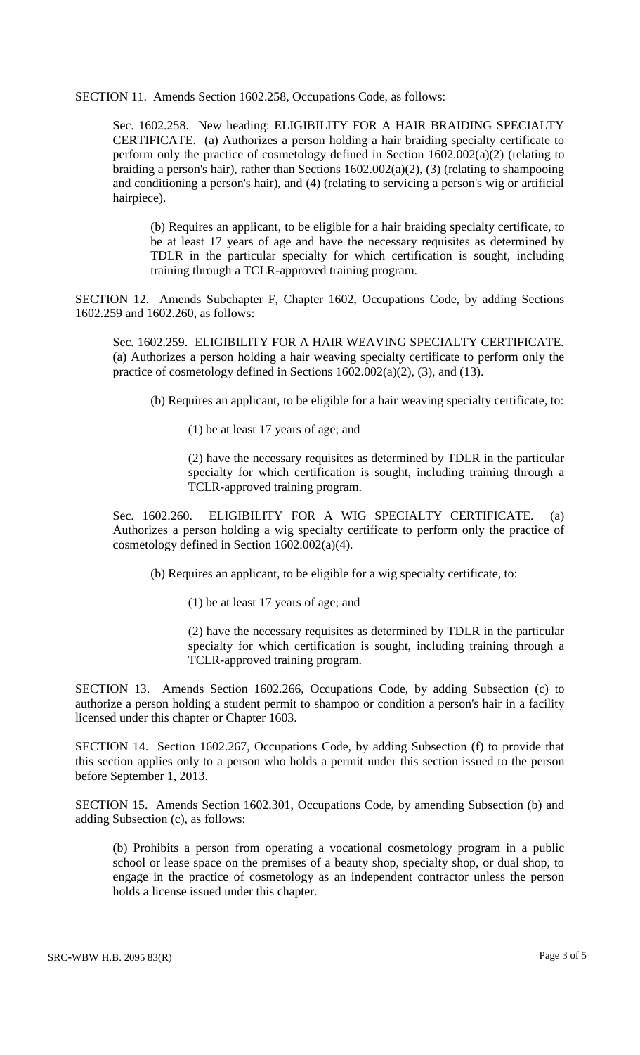SECTION 11. Amends Section 1602.258, Occupations Code, as follows:

> Sec. 1602.258. New heading: ELIGIBILITY FOR A HAIR BRAIDING SPECIALTY CERTIFICATE. (a) Authorizes a person holding a hair braiding specialty certificate to perform only the practice of cosmetology defined in Section 1602.002(a)(2) (relating to braiding a person's hair), rather than Sections 1602.002(a)(2), (3) (relating to shampooing and conditioning a person's hair), and (4) (relating to servicing a person's wig or artificial hairpiece).
>
> > (b) Requires an applicant, to be eligible for a hair braiding specialty certificate, to be at least 17 years of age and have the necessary requisites as determined by TDLR in the particular specialty for which certification is sought, including training through a TCLR-approved training program.

SECTION 12. Amends Subchapter F, Chapter 1602, Occupations Code, by adding Sections 1602.259 and 1602.260, as follows:

> Sec. 1602.259. ELIGIBILITY FOR A HAIR WEAVING SPECIALTY CERTIFICATE. (a) Authorizes a person holding a hair weaving specialty certificate to perform only the practice of cosmetology defined in Sections 1602.002(a)(2), (3), and (13).
>
> > (b) Requires an applicant, to be eligible for a hair weaving specialty certificate, to:
> >
> > > (1) be at least 17 years of age; and
> > >
> > > (2) have the necessary requisites as determined by TDLR in the particular specialty for which certification is sought, including training through a TCLR-approved training program.
>
> Sec. 1602.260. ELIGIBILITY FOR A WIG SPECIALTY CERTIFICATE. (a) Authorizes a person holding a wig specialty certificate to perform only the practice of cosmetology defined in Section 1602.002(a)(4).
>
> > (b) Requires an applicant, to be eligible for a wig specialty certificate, to:
> >
> > > (1) be at least 17 years of age; and
> > >
> > > (2) have the necessary requisites as determined by TDLR in the particular specialty for which certification is sought, including training through a TCLR-approved training program.

SECTION 13. Amends Section 1602.266, Occupations Code, by adding Subsection (c) to authorize a person holding a student permit to shampoo or condition a person's hair in a facility licensed under this chapter or Chapter 1603.

SECTION 14. Section 1602.267, Occupations Code, by adding Subsection (f) to provide that this section applies only to a person who holds a permit under this section issued to the person before September 1, 2013.

SECTION 15. Amends Section 1602.301, Occupations Code, by amending Subsection (b) and adding Subsection (c), as follows:

> (b) Prohibits a person from operating a vocational cosmetology program in a public school or lease space on the premises of a beauty shop, specialty shop, or dual shop, to engage in the practice of cosmetology as an independent contractor unless the person holds a license issued under this chapter.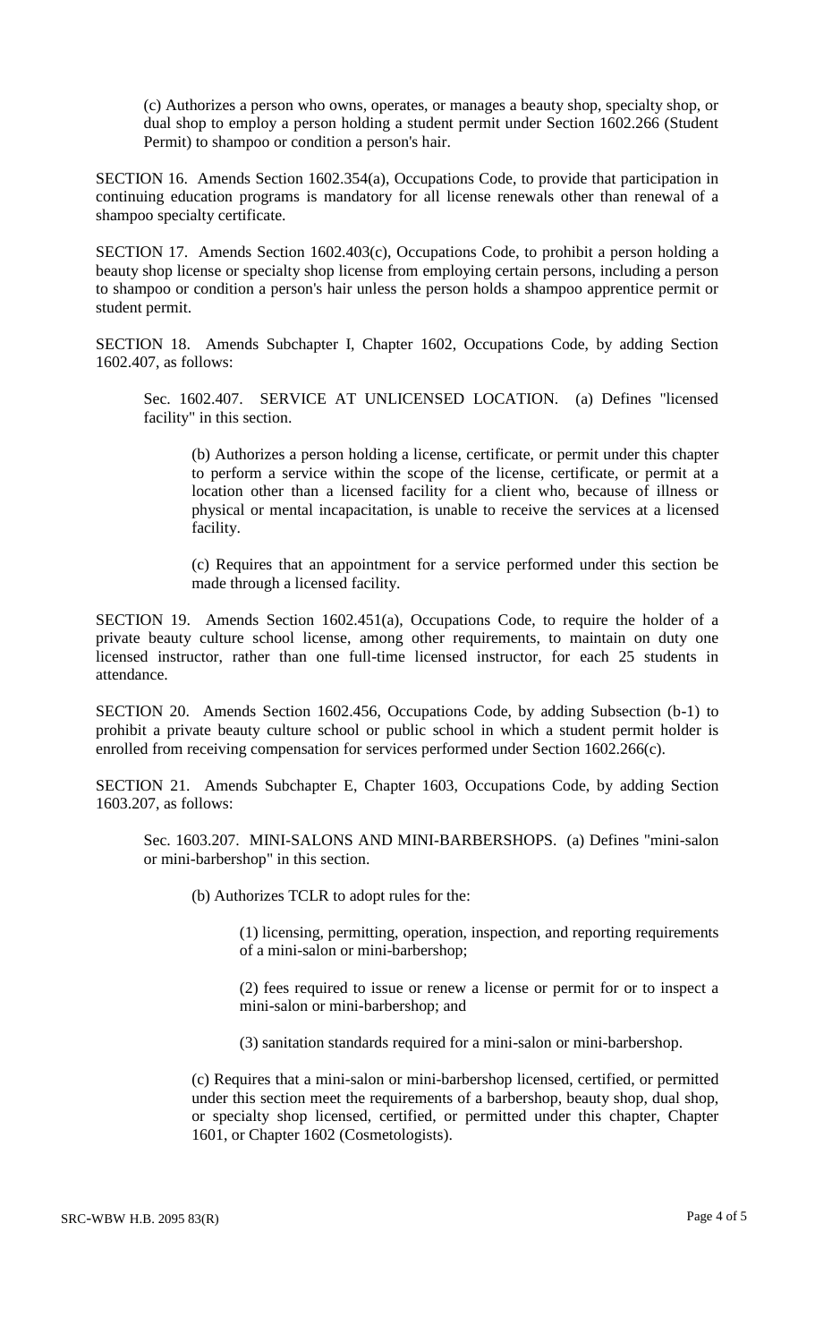(c) Authorizes a person who owns, operates, or manages a beauty shop, specialty shop, or dual shop to employ a person holding a student permit under Section 1602.266 (Student Permit) to shampoo or condition a person's hair.

SECTION 16. Amends Section 1602.354(a), Occupations Code, to provide that participation in continuing education programs is mandatory for all license renewals other than renewal of a shampoo specialty certificate.

SECTION 17. Amends Section 1602.403(c), Occupations Code, to prohibit a person holding a beauty shop license or specialty shop license from employing certain persons, including a person to shampoo or condition a person's hair unless the person holds a shampoo apprentice permit or student permit.

SECTION 18. Amends Subchapter I, Chapter 1602, Occupations Code, by adding Section 1602.407, as follows:

Sec. 1602.407. SERVICE AT UNLICENSED LOCATION. (a) Defines "licensed facility" in this section.

(b) Authorizes a person holding a license, certificate, or permit under this chapter to perform a service within the scope of the license, certificate, or permit at a location other than a licensed facility for a client who, because of illness or physical or mental incapacitation, is unable to receive the services at a licensed facility.

(c) Requires that an appointment for a service performed under this section be made through a licensed facility.

SECTION 19. Amends Section 1602.451(a), Occupations Code, to require the holder of a private beauty culture school license, among other requirements, to maintain on duty one licensed instructor, rather than one full-time licensed instructor, for each 25 students in attendance.

SECTION 20. Amends Section 1602.456, Occupations Code, by adding Subsection (b-1) to prohibit a private beauty culture school or public school in which a student permit holder is enrolled from receiving compensation for services performed under Section 1602.266(c).

SECTION 21. Amends Subchapter E, Chapter 1603, Occupations Code, by adding Section 1603.207, as follows:

Sec. 1603.207. MINI-SALONS AND MINI-BARBERSHOPS. (a) Defines "mini-salon or mini-barbershop" in this section.

(b) Authorizes TCLR to adopt rules for the:

(1) licensing, permitting, operation, inspection, and reporting requirements of a mini-salon or mini-barbershop;

(2) fees required to issue or renew a license or permit for or to inspect a mini-salon or mini-barbershop; and

(3) sanitation standards required for a mini-salon or mini-barbershop.

(c) Requires that a mini-salon or mini-barbershop licensed, certified, or permitted under this section meet the requirements of a barbershop, beauty shop, dual shop, or specialty shop licensed, certified, or permitted under this chapter, Chapter 1601, or Chapter 1602 (Cosmetologists).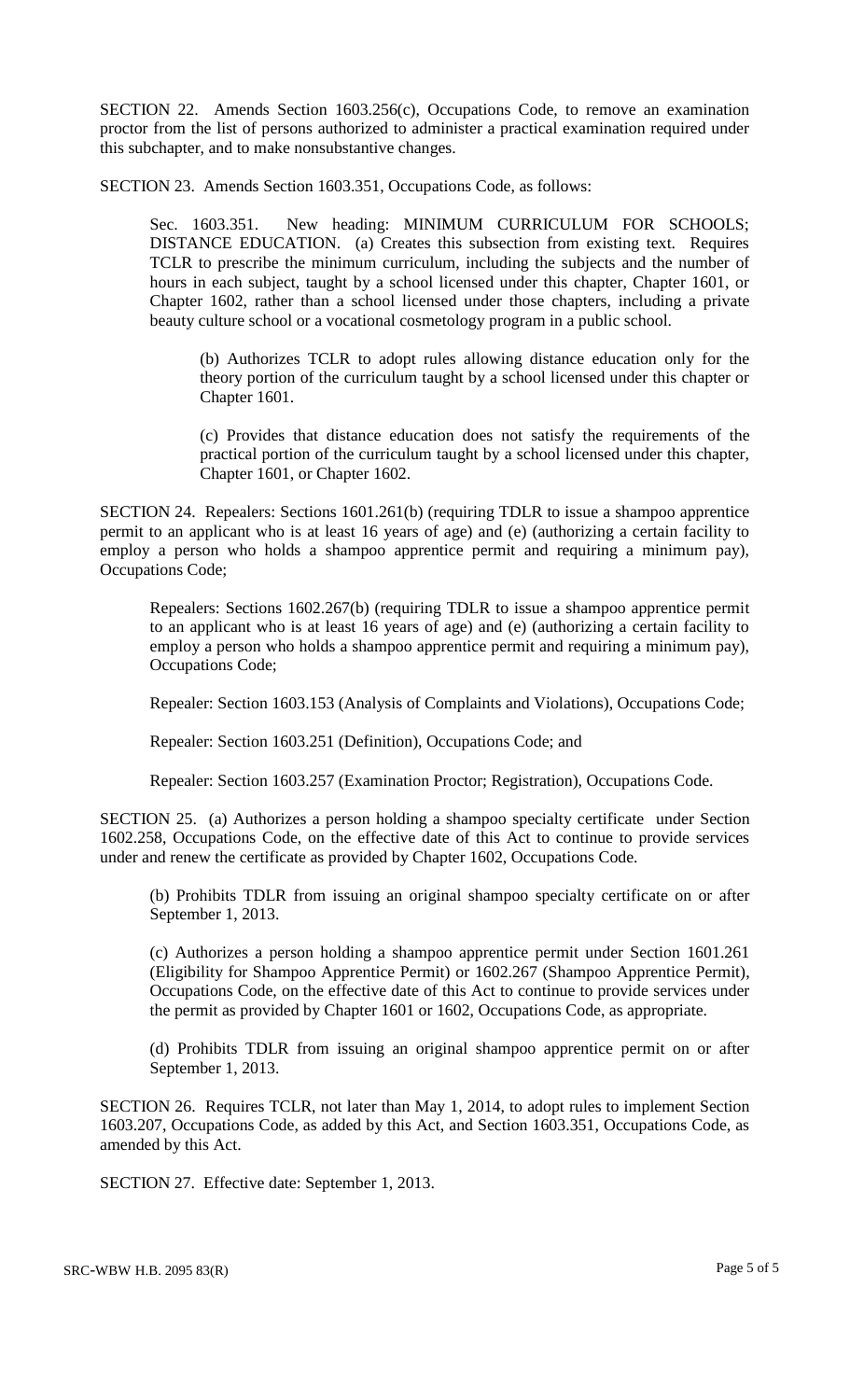SECTION 22. Amends Section 1603.256(c), Occupations Code, to remove an examination proctor from the list of persons authorized to administer a practical examination required under this subchapter, and to make nonsubstantive changes.

SECTION 23. Amends Section 1603.351, Occupations Code, as follows:

Sec. 1603.351. New heading: MINIMUM CURRICULUM FOR SCHOOLS; DISTANCE EDUCATION. (a) Creates this subsection from existing text. Requires TCLR to prescribe the minimum curriculum, including the subjects and the number of hours in each subject, taught by a school licensed under this chapter, Chapter 1601, or Chapter 1602, rather than a school licensed under those chapters, including a private beauty culture school or a vocational cosmetology program in a public school.

(b) Authorizes TCLR to adopt rules allowing distance education only for the theory portion of the curriculum taught by a school licensed under this chapter or Chapter 1601.

(c) Provides that distance education does not satisfy the requirements of the practical portion of the curriculum taught by a school licensed under this chapter, Chapter 1601, or Chapter 1602.

SECTION 24. Repealers: Sections 1601.261(b) (requiring TDLR to issue a shampoo apprentice permit to an applicant who is at least 16 years of age) and (e) (authorizing a certain facility to employ a person who holds a shampoo apprentice permit and requiring a minimum pay), Occupations Code;

Repealers: Sections 1602.267(b) (requiring TDLR to issue a shampoo apprentice permit to an applicant who is at least 16 years of age) and (e) (authorizing a certain facility to employ a person who holds a shampoo apprentice permit and requiring a minimum pay), Occupations Code;

Repealer: Section 1603.153 (Analysis of Complaints and Violations), Occupations Code;

Repealer: Section 1603.251 (Definition), Occupations Code; and

Repealer: Section 1603.257 (Examination Proctor; Registration), Occupations Code.

SECTION 25. (a) Authorizes a person holding a shampoo specialty certificate under Section 1602.258, Occupations Code, on the effective date of this Act to continue to provide services under and renew the certificate as provided by Chapter 1602, Occupations Code.

(b) Prohibits TDLR from issuing an original shampoo specialty certificate on or after September 1, 2013.

(c) Authorizes a person holding a shampoo apprentice permit under Section 1601.261 (Eligibility for Shampoo Apprentice Permit) or 1602.267 (Shampoo Apprentice Permit), Occupations Code, on the effective date of this Act to continue to provide services under the permit as provided by Chapter 1601 or 1602, Occupations Code, as appropriate.

(d) Prohibits TDLR from issuing an original shampoo apprentice permit on or after September 1, 2013.

SECTION 26. Requires TCLR, not later than May 1, 2014, to adopt rules to implement Section 1603.207, Occupations Code, as added by this Act, and Section 1603.351, Occupations Code, as amended by this Act.

SECTION 27. Effective date: September 1, 2013.